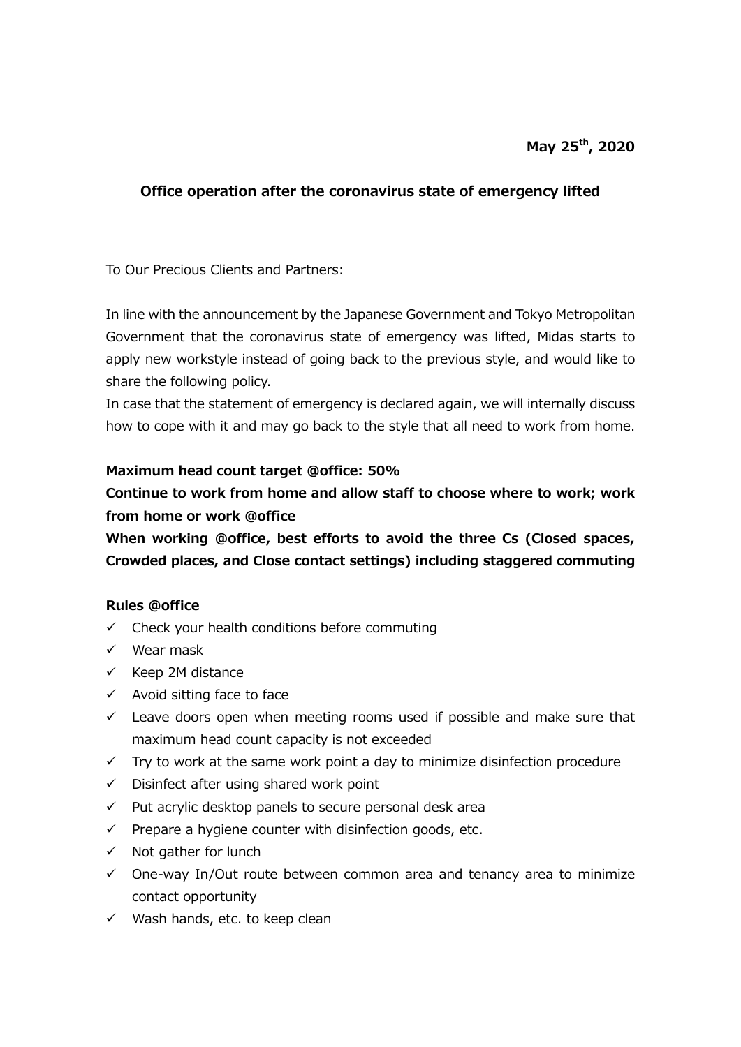**May 25th, 2020**

## Office operation after the coronavirus state of emergency lifted

To Our Precious Clients and Partners:

In line with the announcement by the Japanese Government and Tokyo Metropolitan Government that the coronavirus state of emergency was lifted, Midas starts to apply new workstyle instead of going back to the previous style, and would like to share the following policy.

In case that the statement of emergency is declared again, we will internally discuss how to cope with it and may go back to the style that all need to work from home.

**Maximum head count target @office: 50%**

**Continue to work from home and allow staff to choose where to work; work from home or work @office**

**When working @office, best efforts to avoid the three Cs (Closed spaces, Crowded places, and Close contact settings) including staggered commuting**

**Rules @office**

- ✓ Check your health conditions before commuting
- ✓ Wear mask
- ✓ Keep 2M distance
- ✓ Avoid sitting face to face
- ✓ Leave doors open when meeting rooms used if possible and make sure that maximum head count capacity is not exceeded
- ✓ Try to work at the same work point a day to minimize disinfection procedure
- ✓ Disinfect after using shared work point
- ✓ Put acrylic desktop panels to secure personal desk area
- ✓ Prepare a hygiene counter with disinfection goods, etc.
- ✓ Not gather for lunch
- ✓ One-way In/Out route between common area and tenancy area to minimize contact opportunity
- ✓ Wash hands, etc. to keep clean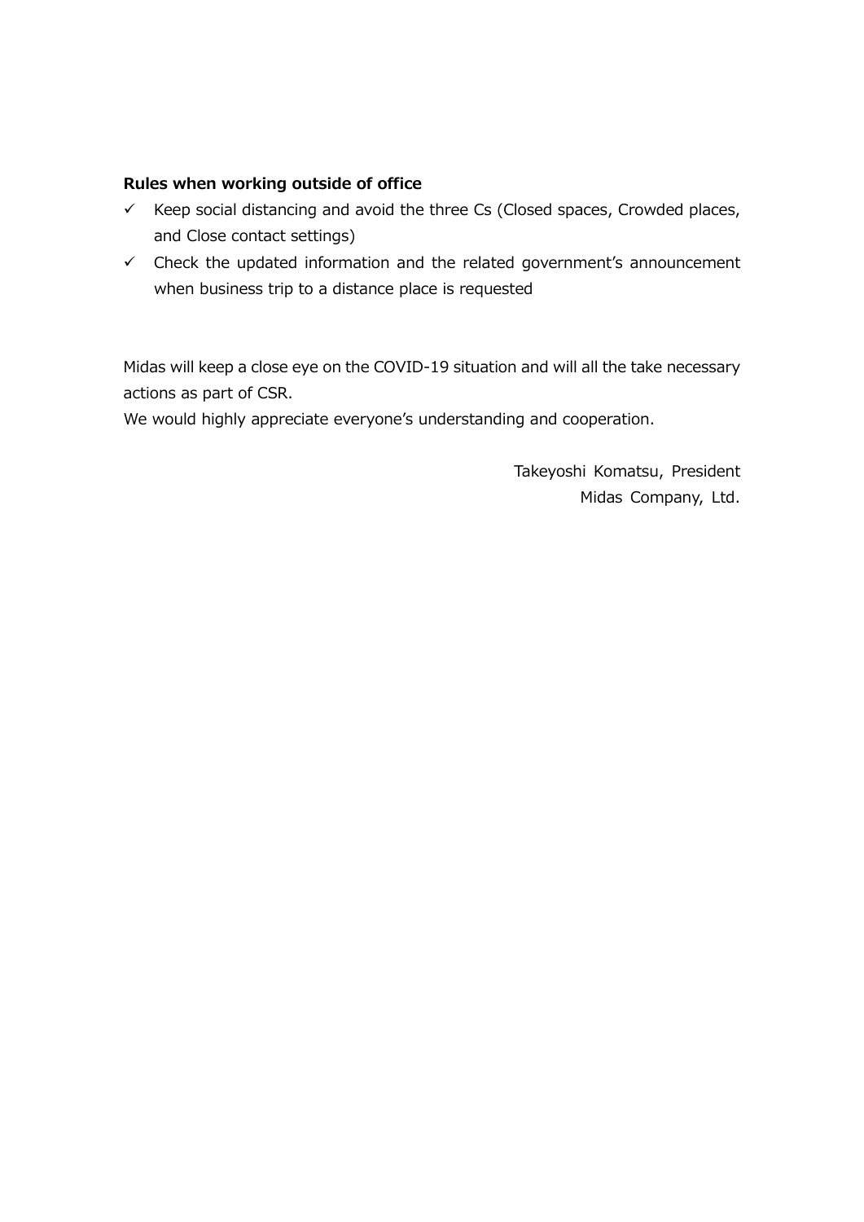**Rules when working outside of office**

- ✓ Keep social distancing and avoid the three Cs (Closed spaces, Crowded places, and Close contact settings)
- ✓ Check the updated information and the related government's announcement when business trip to a distance place is requested

Midas will keep a close eye on the COVID-19 situation and will all the take necessary actions as part of CSR.

We would highly appreciate everyone's understanding and cooperation.

Takeyoshi Komatsu, President

Midas Company, Ltd.